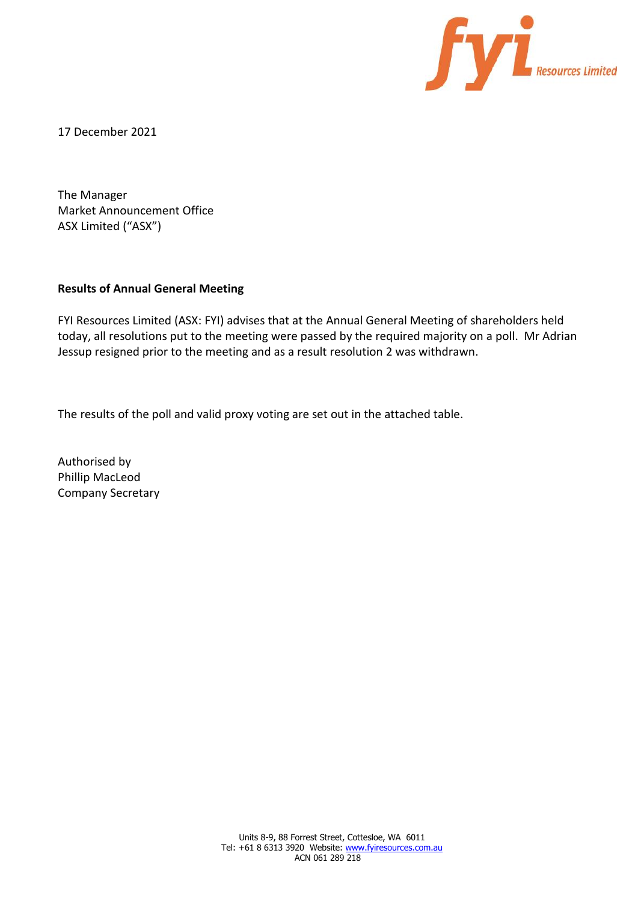17 December 2021

The Manager
Market Announcement Office
ASX Limited ("ASX")

**Results of Annual General Meeting**

FYI Resources Limited (ASX: FYI) advises that at the Annual General Meeting of shareholders held today, all resolutions put to the meeting were passed by the required majority on a poll. Mr Adrian Jessup resigned prior to the meeting and as a result resolution 2 was withdrawn.

The results of the poll and valid proxy voting are set out in the attached table.

Authorised by
Phillip MacLeod
Company Secretary

Units 8-9, 88 Forrest Street, Cottesloe, WA 6011
Tel: +61 8 6313 3920 Website: www.fyiresources.com.au
ACN 061 289 218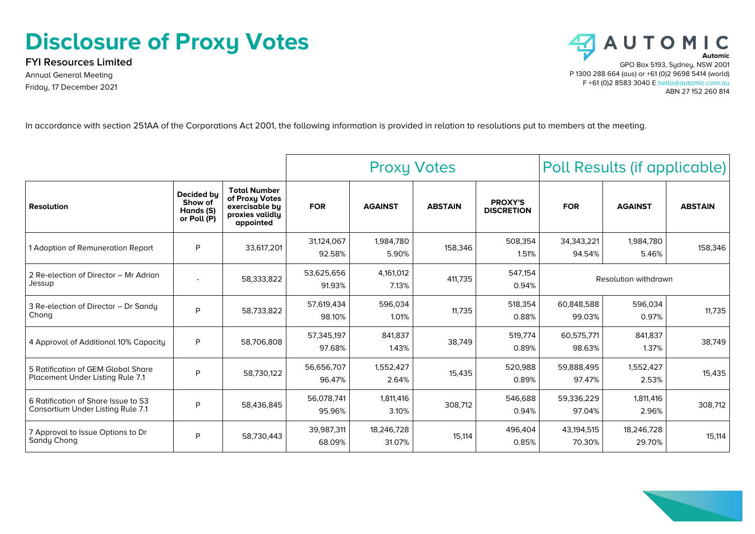# Disclosure of Proxy Votes

**FYI Resources Limited**

Annual General Meeting

Friday, 17 December 2021

**Automic**

GPO Box 5193, Sydney, NSW 2001

P 1300 288 664 (aus) or +61 (0)2 9698 5414 (world)

F +61 (0)2 8583 3040 E hello@automic.com.au

ABN 27 152 260 814

In accordance with section 251AA of the Corporations Act 2001, the following information is provided in relation to resolutions put to members at the meeting.

| | | | Proxy Votes | | | | Poll Results (if applicable) | | |
|---|---|---|---|---|---|---|---|---|---|
| **Resolution** | **Decided by Show of Hands (S) or Poll (P)** | **Total Number of Proxy Votes exercisable by proxies validly appointed** | **FOR** | **AGAINST** | **ABSTAIN** | **PROXY'S DISCRETION** | **FOR** | **AGAINST** | **ABSTAIN** |
| 1 Adoption of Remuneration Report | P | 33,617,201 | 31,124,067 92.58% | 1,984,780 5.90% | 158,346 | 508,354 1.51% | 34,343,221 94.54% | 1,984,780 5.46% | 158,346 |
| 2 Re-election of Director – Mr Adrian Jessup | - | 58,333,822 | 53,625,656 91.93% | 4,161,012 7.13% | 411,735 | 547,154 0.94% | Resolution withdrawn | | |
| 3 Re-election of Director – Dr Sandy Chong | P | 58,733,822 | 57,619,434 98.10% | 596,034 1.01% | 11,735 | 518,354 0.88% | 60,848,588 99.03% | 596,034 0.97% | 11,735 |
| 4 Approval of Additional 10% Capacity | P | 58,706,808 | 57,345,197 97.68% | 841,837 1.43% | 38,749 | 519,774 0.89% | 60,575,771 98.63% | 841,837 1.37% | 38,749 |
| 5 Ratification of GEM Global Share Placement Under Listing Rule 7.1 | P | 58,730,122 | 56,656,707 96.47% | 1,552,427 2.64% | 15,435 | 520,988 0.89% | 59,888,495 97.47% | 1,552,427 2.53% | 15,435 |
| 6 Ratification of Share Issue to S3 Consortium Under Listing Rule 7.1 | P | 58,436,845 | 56,078,741 95.96% | 1,811,416 3.10% | 308,712 | 546,688 0.94% | 59,336,229 97.04% | 1,811,416 2.96% | 308,712 |
| 7 Approval to Issue Options to Dr Sandy Chong | P | 58,730,443 | 39,987,311 68.09% | 18,246,728 31.07% | 15,114 | 496,404 0.85% | 43,194,515 70.30% | 18,246,728 29.70% | 15,114 |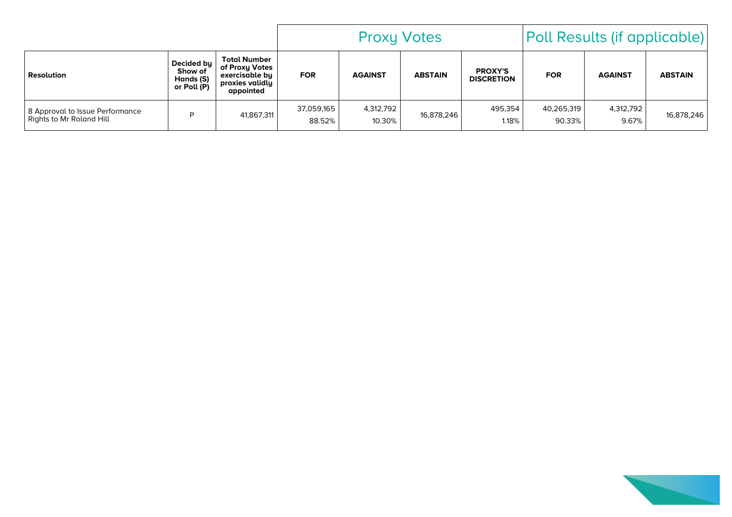| Resolution | Decided by Show of Hands (S) or Poll (P) | Total Number of Proxy Votes exercisable by proxies validly appointed | Proxy Votes | | | | Poll Results (if applicable) | | |
|---|---|---|---|---|---|---|---|---|---|
| | | | **FOR** | **AGAINST** | **ABSTAIN** | **PROXY'S DISCRETION** | **FOR** | **AGAINST** | **ABSTAIN** |
| 8 Approval to Issue Performance Rights to Mr Roland Hill | P | 41,867,311 | 37,059,165 88.52% | 4,312,792 10.30% | 16,878,246 | 495,354 1.18% | 40,265,319 90.33% | 4,312,792 9.67% | 16,878,246 |